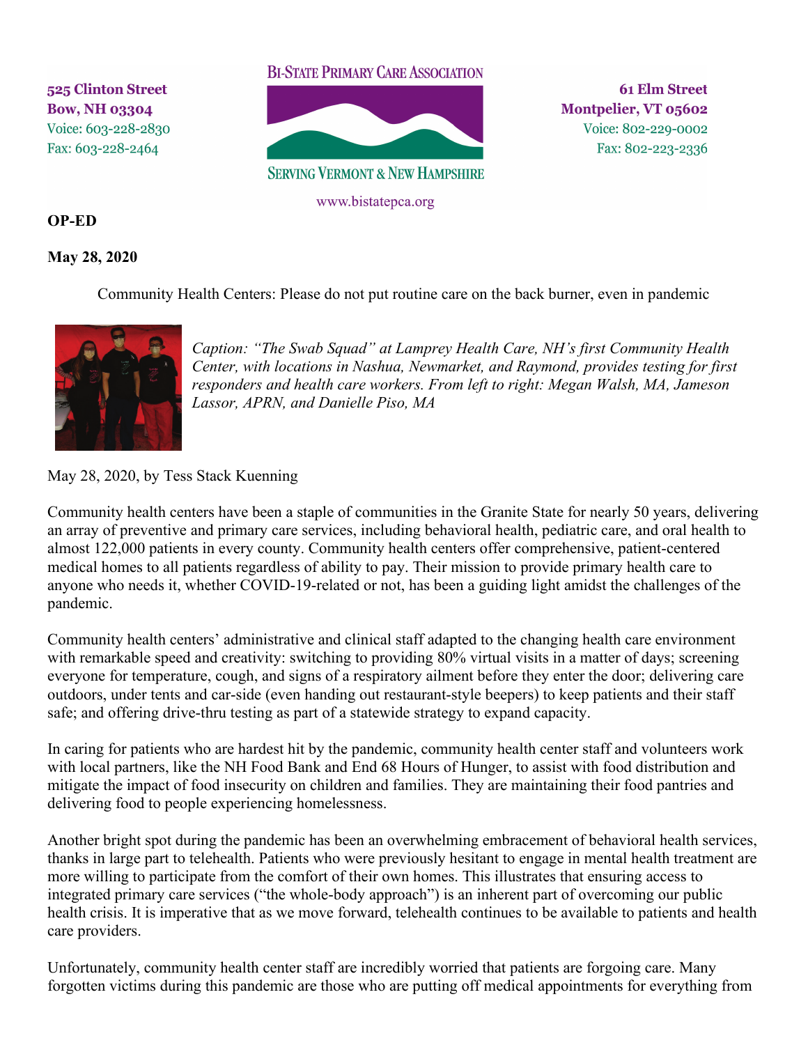525 Clinton Street
Bow, NH 03304
Voice: 603-228-2830
Fax: 603-228-2464

BI-STATE PRIMARY CARE ASSOCIATION

SERVING VERMONT & NEW HAMPSHIRE

www.bistatepca.org

61 Elm Street
Montpelier, VT 05602
Voice: 802-229-0002
Fax: 802-223-2336

**OP-ED**

**May 28, 2020**

Community Health Centers: Please do not put routine care on the back burner, even in pandemic

*Caption: "The Swab Squad" at Lamprey Health Care, NH's first Community Health Center, with locations in Nashua, Newmarket, and Raymond, provides testing for first responders and health care workers. From left to right: Megan Walsh, MA, Jameson Lassor, APRN, and Danielle Piso, MA*

May 28, 2020, by Tess Stack Kuenning

Community health centers have been a staple of communities in the Granite State for nearly 50 years, delivering an array of preventive and primary care services, including behavioral health, pediatric care, and oral health to almost 122,000 patients in every county. Community health centers offer comprehensive, patient-centered medical homes to all patients regardless of ability to pay. Their mission to provide primary health care to anyone who needs it, whether COVID-19-related or not, has been a guiding light amidst the challenges of the pandemic.

Community health centers' administrative and clinical staff adapted to the changing health care environment with remarkable speed and creativity: switching to providing 80% virtual visits in a matter of days; screening everyone for temperature, cough, and signs of a respiratory ailment before they enter the door; delivering care outdoors, under tents and car-side (even handing out restaurant-style beepers) to keep patients and their staff safe; and offering drive-thru testing as part of a statewide strategy to expand capacity.

In caring for patients who are hardest hit by the pandemic, community health center staff and volunteers work with local partners, like the NH Food Bank and End 68 Hours of Hunger, to assist with food distribution and mitigate the impact of food insecurity on children and families. They are maintaining their food pantries and delivering food to people experiencing homelessness.

Another bright spot during the pandemic has been an overwhelming embracement of behavioral health services, thanks in large part to telehealth. Patients who were previously hesitant to engage in mental health treatment are more willing to participate from the comfort of their own homes. This illustrates that ensuring access to integrated primary care services ("the whole-body approach") is an inherent part of overcoming our public health crisis. It is imperative that as we move forward, telehealth continues to be available to patients and health care providers.

Unfortunately, community health center staff are incredibly worried that patients are forgoing care. Many forgotten victims during this pandemic are those who are putting off medical appointments for everything from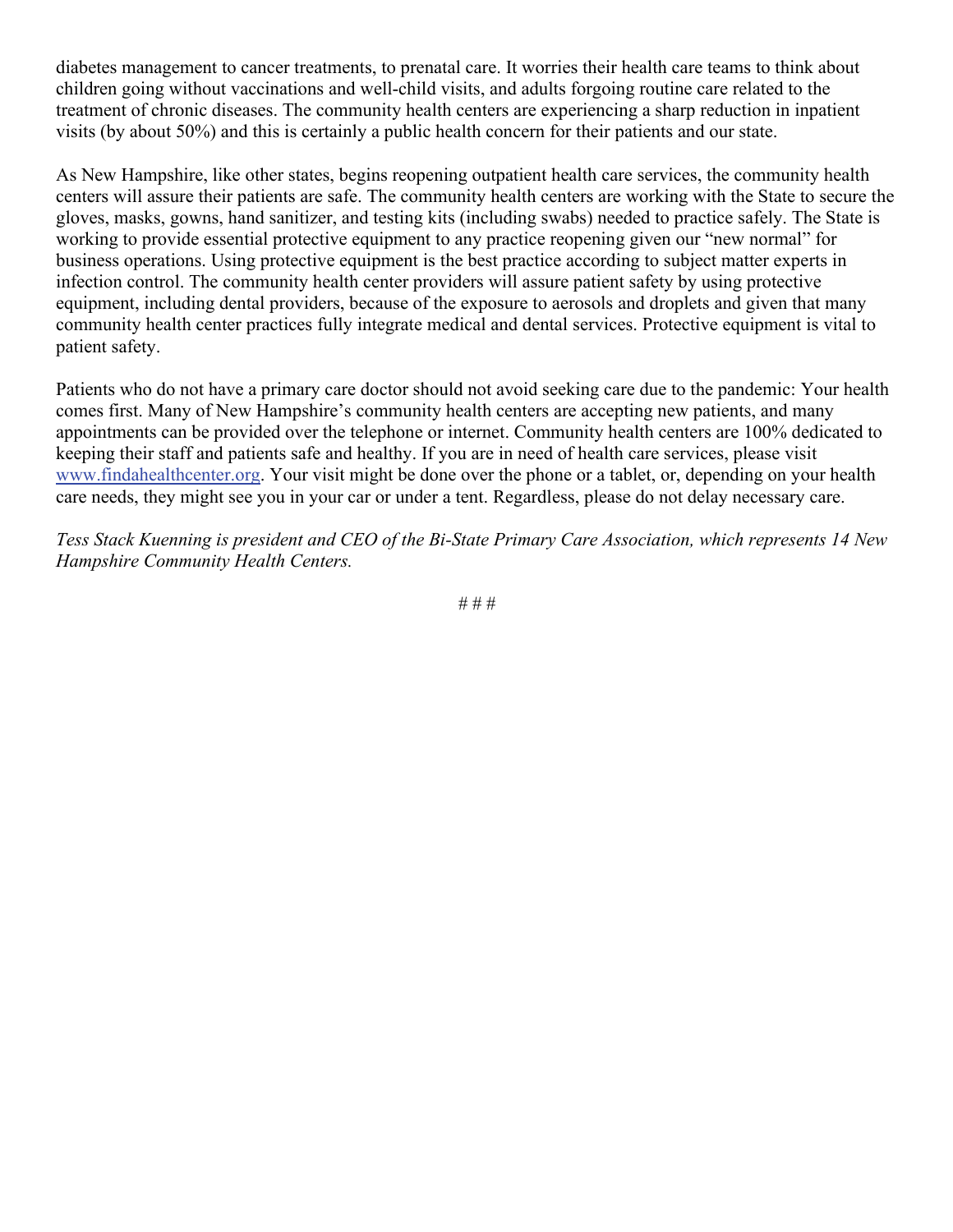diabetes management to cancer treatments, to prenatal care. It worries their health care teams to think about children going without vaccinations and well-child visits, and adults forgoing routine care related to the treatment of chronic diseases. The community health centers are experiencing a sharp reduction in inpatient visits (by about 50%) and this is certainly a public health concern for their patients and our state.

As New Hampshire, like other states, begins reopening outpatient health care services, the community health centers will assure their patients are safe. The community health centers are working with the State to secure the gloves, masks, gowns, hand sanitizer, and testing kits (including swabs) needed to practice safely. The State is working to provide essential protective equipment to any practice reopening given our "new normal" for business operations. Using protective equipment is the best practice according to subject matter experts in infection control. The community health center providers will assure patient safety by using protective equipment, including dental providers, because of the exposure to aerosols and droplets and given that many community health center practices fully integrate medical and dental services. Protective equipment is vital to patient safety.

Patients who do not have a primary care doctor should not avoid seeking care due to the pandemic: Your health comes first. Many of New Hampshire's community health centers are accepting new patients, and many appointments can be provided over the telephone or internet. Community health centers are 100% dedicated to keeping their staff and patients safe and healthy. If you are in need of health care services, please visit [www.findahealthcenter.org](http://www.findahealthcenter.org). Your visit might be done over the phone or a tablet, or, depending on your health care needs, they might see you in your car or under a tent. Regardless, please do not delay necessary care.

*Tess Stack Kuenning is president and CEO of the Bi-State Primary Care Association, which represents 14 New Hampshire Community Health Centers.*

# # #